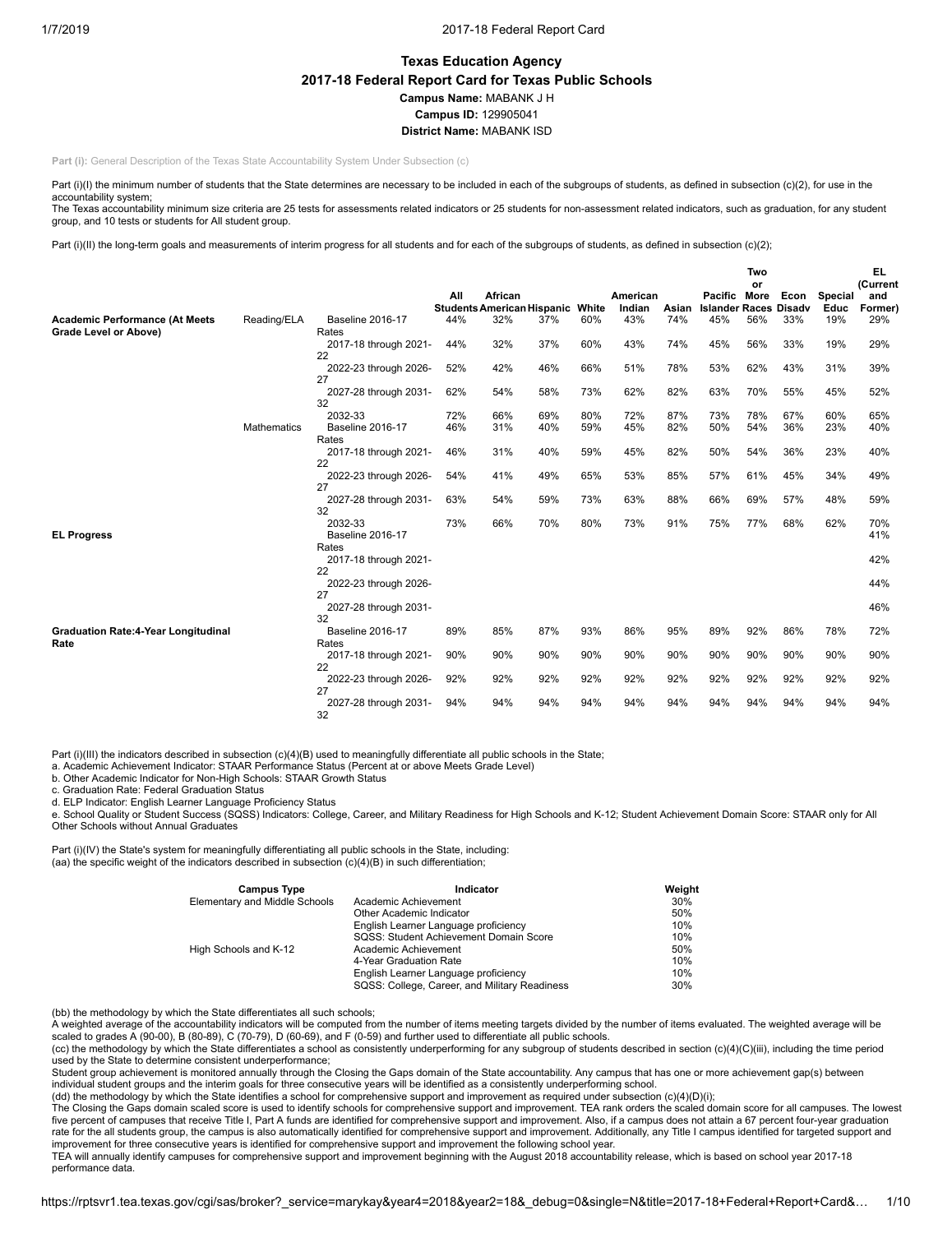# Texas Education Agency

## 2017-18 Federal Report Card for Texas Public Schools

**Campus Name:** MABANK J H

**Campus ID:** 129905041

**District Name:** MABANK ISD

**Part (i):** General Description of the Texas State Accountability System Under Subsection (c)

Part (i)(I) the minimum number of students that the State determines are necessary to be included in each of the subgroups of students, as defined in subsection (c)(2), for use in the accountability system;
The Texas accountability minimum size criteria are 25 tests for assessments related indicators or 25 students for non-assessment related indicators, such as graduation, for any student group, and 10 tests or students for All student group.

Part (i)(II) the long-term goals and measurements of interim progress for all students and for each of the subgroups of students, as defined in subsection (c)(2);

| | | | All Students | African American | Hispanic | White | American Indian | Asian | Pacific Islander | Two or More Races | Econ Disadv | Special Educ | EL (Current and Former) |
|---|---|---|---|---|---|---|---|---|---|---|---|---|---|
| **Academic Performance (At Meets Grade Level or Above)** | Reading/ELA | Baseline 2016-17 Rates | 44% | 32% | 37% | 60% | 43% | 74% | 45% | 56% | 33% | 19% | 29% |
| | | 2017-18 through 2021-22 | 44% | 32% | 37% | 60% | 43% | 74% | 45% | 56% | 33% | 19% | 29% |
| | | 2022-23 through 2026-27 | 52% | 42% | 46% | 66% | 51% | 78% | 53% | 62% | 43% | 31% | 39% |
| | | 2027-28 through 2031-32 | 62% | 54% | 58% | 73% | 62% | 82% | 63% | 70% | 55% | 45% | 52% |
| | | 2032-33 | 72% | 66% | 69% | 80% | 72% | 87% | 73% | 78% | 67% | 60% | 65% |
| | Mathematics | Baseline 2016-17 Rates | 46% | 31% | 40% | 59% | 45% | 82% | 50% | 54% | 36% | 23% | 40% |
| | | 2017-18 through 2021-22 | 46% | 31% | 40% | 59% | 45% | 82% | 50% | 54% | 36% | 23% | 40% |
| | | 2022-23 through 2026-27 | 54% | 41% | 49% | 65% | 53% | 85% | 57% | 61% | 45% | 34% | 49% |
| | | 2027-28 through 2031-32 | 63% | 54% | 59% | 73% | 63% | 88% | 66% | 69% | 57% | 48% | 59% |
| | | 2032-33 | 73% | 66% | 70% | 80% | 73% | 91% | 75% | 77% | 68% | 62% | 70% |
| **EL Progress** | | Baseline 2016-17 Rates | | | | | | | | | | | 41% |
| | | 2017-18 through 2021-22 | | | | | | | | | | | 42% |
| | | 2022-23 through 2026-27 | | | | | | | | | | | 44% |
| | | 2027-28 through 2031-32 | | | | | | | | | | | 46% |
| **Graduation Rate:4-Year Longitudinal Rate** | | Baseline 2016-17 Rates | 89% | 85% | 87% | 93% | 86% | 95% | 89% | 92% | 86% | 78% | 72% |
| | | 2017-18 through 2021-22 | 90% | 90% | 90% | 90% | 90% | 90% | 90% | 90% | 90% | 90% | 90% |
| | | 2022-23 through 2026-27 | 92% | 92% | 92% | 92% | 92% | 92% | 92% | 92% | 92% | 92% | 92% |
| | | 2027-28 through 2031-32 | 94% | 94% | 94% | 94% | 94% | 94% | 94% | 94% | 94% | 94% | 94% |

Part (i)(III) the indicators described in subsection (c)(4)(B) used to meaningfully differentiate all public schools in the State;
a. Academic Achievement Indicator: STAAR Performance Status (Percent at or above Meets Grade Level)
b. Other Academic Indicator for Non-High Schools: STAAR Growth Status
c. Graduation Rate: Federal Graduation Status
d. ELP Indicator: English Learner Language Proficiency Status
e. School Quality or Student Success (SQSS) Indicators: College, Career, and Military Readiness for High Schools and K-12; Student Achievement Domain Score: STAAR only for All Other Schools without Annual Graduates

Part (i)(IV) the State's system for meaningfully differentiating all public schools in the State, including:
(aa) the specific weight of the indicators described in subsection (c)(4)(B) in such differentiation;

| Campus Type | Indicator | Weight |
|---|---|---|
| Elementary and Middle Schools | Academic Achievement | 30% |
| | Other Academic Indicator | 50% |
| | English Learner Language proficiency | 10% |
| | SQSS: Student Achievement Domain Score | 10% |
| High Schools and K-12 | Academic Achievement | 50% |
| | 4-Year Graduation Rate | 10% |
| | English Learner Language proficiency | 10% |
| | SQSS: College, Career, and Military Readiness | 30% |

(bb) the methodology by which the State differentiates all such schools;
A weighted average of the accountability indicators will be computed from the number of items meeting targets divided by the number of items evaluated. The weighted average will be scaled to grades A (90-00), B (80-89), C (70-79), D (60-69), and F (0-59) and further used to differentiate all public schools.
(cc) the methodology by which the State differentiates a school as consistently underperforming for any subgroup of students described in section (c)(4)(C)(iii), including the time period used by the State to determine consistent underperformance;
Student group achievement is monitored annually through the Closing the Gaps domain of the State accountability. Any campus that has one or more achievement gap(s) between individual student groups and the interim goals for three consecutive years will be identified as a consistently underperforming school.
(dd) the methodology by which the State identifies a school for comprehensive support and improvement as required under subsection (c)(4)(D)(i);
The Closing the Gaps domain scaled score is used to identify schools for comprehensive support and improvement. TEA rank orders the scaled domain score for all campuses. The lowest five percent of campuses that receive Title I, Part A funds are identified for comprehensive support and improvement. Also, if a campus does not attain a 67 percent four-year graduation rate for the all students group, the campus is also automatically identified for comprehensive support and improvement. Additionally, any Title I campus identified for targeted support and improvement for three consecutive years is identified for comprehensive support and improvement the following school year.
TEA will annually identify campuses for comprehensive support and improvement beginning with the August 2018 accountability release, which is based on school year 2017-18 performance data.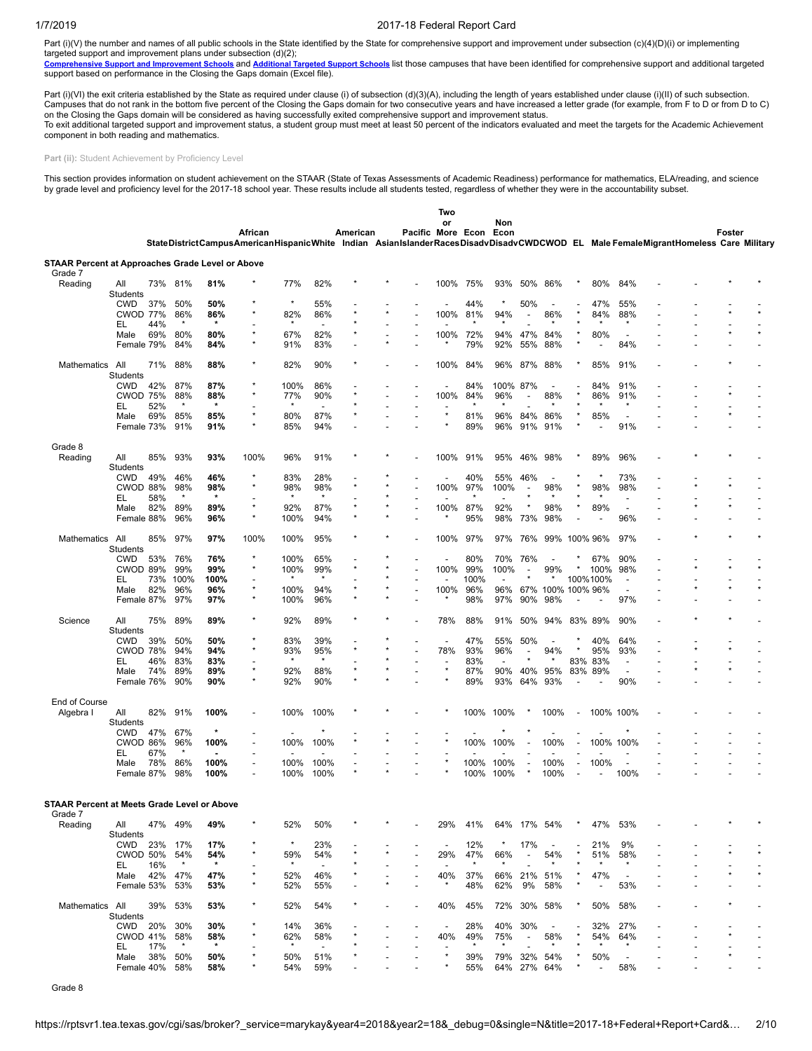Part (i)(V) the number and names of all public schools in the State identified by the State for comprehensive support and improvement under subsection (c)(4)(D)(i) or implementing targeted support and improvement plans under subsection (d)(2);
**Comprehensive Support and Improvement Schools** and **Additional Targeted Support Schools** list those campuses that have been identified for comprehensive support and additional targeted support based on performance in the Closing the Gaps domain (Excel file).

Part (i)(VI) the exit criteria established by the State as required under clause (i) of subsection (d)(3)(A), including the length of years established under clause (i)(II) of such subsection. Campuses that do not rank in the bottom five percent of the Closing the Gaps domain for two consecutive years and have increased a letter grade (for example, from F to D or from D to C) on the Closing the Gaps domain will be considered as having successfully exited comprehensive support and improvement status.
To exit additional targeted support and improvement status, a student group must meet at least 50 percent of the indicators evaluated and meet the targets for the Academic Achievement component in both reading and mathematics.

Part (ii): Student Achievement by Proficiency Level

This section provides information on student achievement on the STAAR (State of Texas Assessments of Academic Readiness) performance for mathematics, ELA/reading, and science by grade level and proficiency level for the 2017-18 school year. These results include all students tested, regardless of whether they were in the accountability subset.

| | | State | District | Campus | African American | Hispanic | White | American Indian | Asian | Pacific Islander | Two or More Races | Econ Disadv | Non Econ Disadv | CWD | CWOD | EL | Male | Female | Migrant | Homeless | Foster Care | Military |
|---|---|---|---|---|---|---|---|---|---|---|---|---|---|---|---|---|---|---|---|---|---|---|
| **STAAR Percent at Approaches Grade Level or Above** | | | | | | | | | | | | | | | | | | | | | | |
| Grade 7 | | | | | | | | | | | | | | | | | | | | | | |
| Reading | All Students | 73% | 81% | 81% | * | 77% | 82% | * | * | - | 100% | 75% | 93% | 50% | 86% | * | 80% | 84% | - | - | * | * |
| | CWD | 37% | 50% | 50% | * | * | 55% | - | - | - | - | 44% | * | 50% | - | - | 47% | 55% | - | - | - | - |
| | CWOD | 77% | 86% | 86% | * | 82% | 86% | * | * | - | 100% | 81% | 94% | - | 86% | * | 84% | 88% | - | - | * | * |
| | EL | 44% | * | * | - | * | - | * | - | - | - | * | * | - | * | * | * | * | - | - | - | - |
| | Male | 69% | 80% | 80% | * | 67% | 82% | * | - | - | 100% | 72% | 94% | 47% | 84% | * | 80% | - | - | - | * | * |
| | Female | 79% | 84% | 84% | * | 91% | 83% | - | * | - | * | 79% | 92% | 55% | 88% | * | - | 84% | - | - | - | - |
| Mathematics | All Students | 71% | 88% | 88% | * | 82% | 90% | * | - | - | 100% | 84% | 96% | 87% | 88% | * | 85% | 91% | - | - | * | - |
| | CWD | 42% | 87% | 87% | * | 100% | 86% | - | - | - | - | 84% | 100% | 87% | - | - | 84% | 91% | - | - | - | - |
| | CWOD | 75% | 88% | 88% | * | 77% | 90% | * | - | - | 100% | 84% | 96% | - | 88% | * | 86% | 91% | - | - | * | - |
| | EL | 52% | * | * | - | * | - | * | - | - | - | * | * | - | * | * | * | * | - | - | - | - |
| | Male | 69% | 85% | 85% | * | 80% | 87% | * | - | - | * | 81% | 96% | 84% | 86% | * | 85% | - | - | - | * | - |
| | Female | 73% | 91% | 91% | * | 85% | 94% | - | - | - | * | 89% | 96% | 91% | 91% | * | - | 91% | - | - | - | - |
| Grade 8 | | | | | | | | | | | | | | | | | | | | | | |
| Reading | All Students | 85% | 93% | 93% | 100% | 96% | 91% | * | * | - | 100% | 91% | 95% | 46% | 98% | * | 89% | 96% | - | * | * | - |
| | CWD | 49% | 46% | 46% | * | 83% | 28% | - | * | - | - | 40% | 55% | 46% | - | * | * | 73% | - | - | - | - |
| | CWOD | 88% | 98% | 98% | * | 98% | 98% | * | * | - | 100% | 97% | 100% | - | 98% | * | 98% | 98% | - | * | * | - |
| | EL | 58% | * | * | - | * | * | - | * | - | - | * | - | * | * | * | * | - | - | - | - | - |
| | Male | 82% | 89% | 89% | * | 92% | 87% | * | * | - | 100% | 87% | 92% | * | 98% | * | 89% | - | - | * | * | - |
| | Female | 88% | 96% | 96% | * | 100% | 94% | * | * | - | * | 95% | 98% | 73% | 98% | - | - | 96% | - | - | - | - |
| Mathematics | All Students | 85% | 97% | 97% | 100% | 100% | 95% | * | * | - | 100% | 97% | 97% | 76% | 99% | 100% | 96% | 97% | - | * | * | * |
| | CWD | 53% | 76% | 76% | * | 100% | 65% | - | * | - | - | 80% | 70% | 76% | - | * | 67% | 90% | - | - | - | - |
| | CWOD | 89% | 99% | 99% | * | 100% | 99% | * | * | - | 100% | 99% | 100% | - | 99% | * | 100% | 98% | - | * | * | * |
| | EL | 73% | 100% | 100% | - | * | * | - | * | - | - | 100% | - | * | * | 100% | 100% | - | - | - | - | - |
| | Male | 82% | 96% | 96% | * | 100% | 94% | * | * | - | 100% | 96% | 96% | 67% | 100% | 100% | 96% | - | - | * | * | * |
| | Female | 87% | 97% | 97% | * | 100% | 96% | * | * | - | * | 98% | 97% | 90% | 98% | - | - | 97% | - | - | - | - |
| Science | All Students | 75% | 89% | 89% | * | 92% | 89% | * | * | - | 78% | 88% | 91% | 50% | 94% | 83% | 89% | 90% | - | * | * | - |
| | CWD | 39% | 50% | 50% | * | 83% | 39% | - | * | - | - | 47% | 55% | 50% | - | * | 40% | 64% | - | - | - | - |
| | CWOD | 78% | 94% | 94% | * | 93% | 95% | * | * | - | 78% | 93% | 96% | - | 94% | * | 95% | 93% | - | * | * | - |
| | EL | 46% | 83% | 83% | - | * | * | - | * | - | - | 83% | - | * | * | 83% | 83% | - | - | - | - | - |
| | Male | 74% | 89% | 89% | * | 92% | 88% | * | * | - | * | 87% | 90% | 40% | 95% | 83% | 89% | - | - | * | * | - |
| | Female | 76% | 90% | 90% | * | 92% | 90% | * | * | - | * | 89% | 93% | 64% | 93% | - | - | 90% | - | - | - | - |
| End of Course | | | | | | | | | | | | | | | | | | | | | | |
| Algebra I | All Students | 82% | 91% | 100% | - | 100% | 100% | * | * | - | * | 100% | 100% | * | 100% | - | 100% | 100% | - | - | - | - |
| | CWD | 47% | 67% | * | - | - | * | - | - | - | - | - | * | * | - | - | - | * | - | - | - | - |
| | CWOD | 86% | 96% | 100% | - | 100% | 100% | * | * | - | * | 100% | 100% | - | 100% | - | 100% | 100% | - | - | - | - |
| | EL | 67% | * | - | - | - | - | - | - | - | - | - | - | - | - | - | - | - | - | - | - | - |
| | Male | 78% | 86% | 100% | - | 100% | 100% | - | - | - | * | 100% | 100% | - | 100% | - | 100% | - | - | - | - | - |
| | Female | 87% | 98% | 100% | - | 100% | 100% | * | * | - | * | 100% | 100% | * | 100% | - | - | 100% | - | - | - | - |
| **STAAR Percent at Meets Grade Level or Above** | | | | | | | | | | | | | | | | | | | | | | |
| Grade 7 | | | | | | | | | | | | | | | | | | | | | | |
| Reading | All Students | 47% | 49% | 49% | * | 52% | 50% | * | * | - | 29% | 41% | 64% | 17% | 54% | * | 47% | 53% | - | - | * | * |
| | CWD | 23% | 17% | 17% | * | * | 23% | - | - | - | - | 12% | * | 17% | - | - | 21% | 9% | - | - | - | - |
| | CWOD | 50% | 54% | 54% | * | 59% | 54% | * | * | - | 29% | 47% | 66% | - | 54% | * | 51% | 58% | - | - | * | * |
| | EL | 16% | * | * | - | * | - | * | - | - | - | * | * | - | * | * | * | * | - | - | - | - |
| | Male | 42% | 47% | 47% | * | 52% | 46% | * | - | - | 40% | 37% | 66% | 21% | 51% | * | 47% | - | - | - | * | * |
| | Female | 53% | 53% | 53% | * | 52% | 55% | - | * | - | * | 48% | 62% | 9% | 58% | * | - | 53% | - | - | - | - |
| Mathematics | All Students | 39% | 53% | 53% | * | 52% | 54% | * | - | - | 40% | 45% | 72% | 30% | 58% | * | 50% | 58% | - | - | * | - |
| | CWD | 20% | 30% | 30% | * | 14% | 36% | - | - | - | - | 28% | 40% | 30% | - | - | 32% | 27% | - | - | - | - |
| | CWOD | 41% | 58% | 58% | * | 62% | 58% | * | - | - | 40% | 49% | 75% | - | 58% | * | 54% | 64% | - | - | * | - |
| | EL | 17% | * | * | - | * | - | * | - | - | - | * | * | - | * | * | * | * | - | - | - | - |
| | Male | 38% | 50% | 50% | * | 50% | 51% | * | - | - | * | 39% | 79% | 32% | 54% | * | 50% | - | - | - | * | - |
| | Female | 40% | 58% | 58% | * | 54% | 59% | - | - | - | * | 55% | 64% | 27% | 64% | * | - | 58% | - | - | - | - |

Grade 8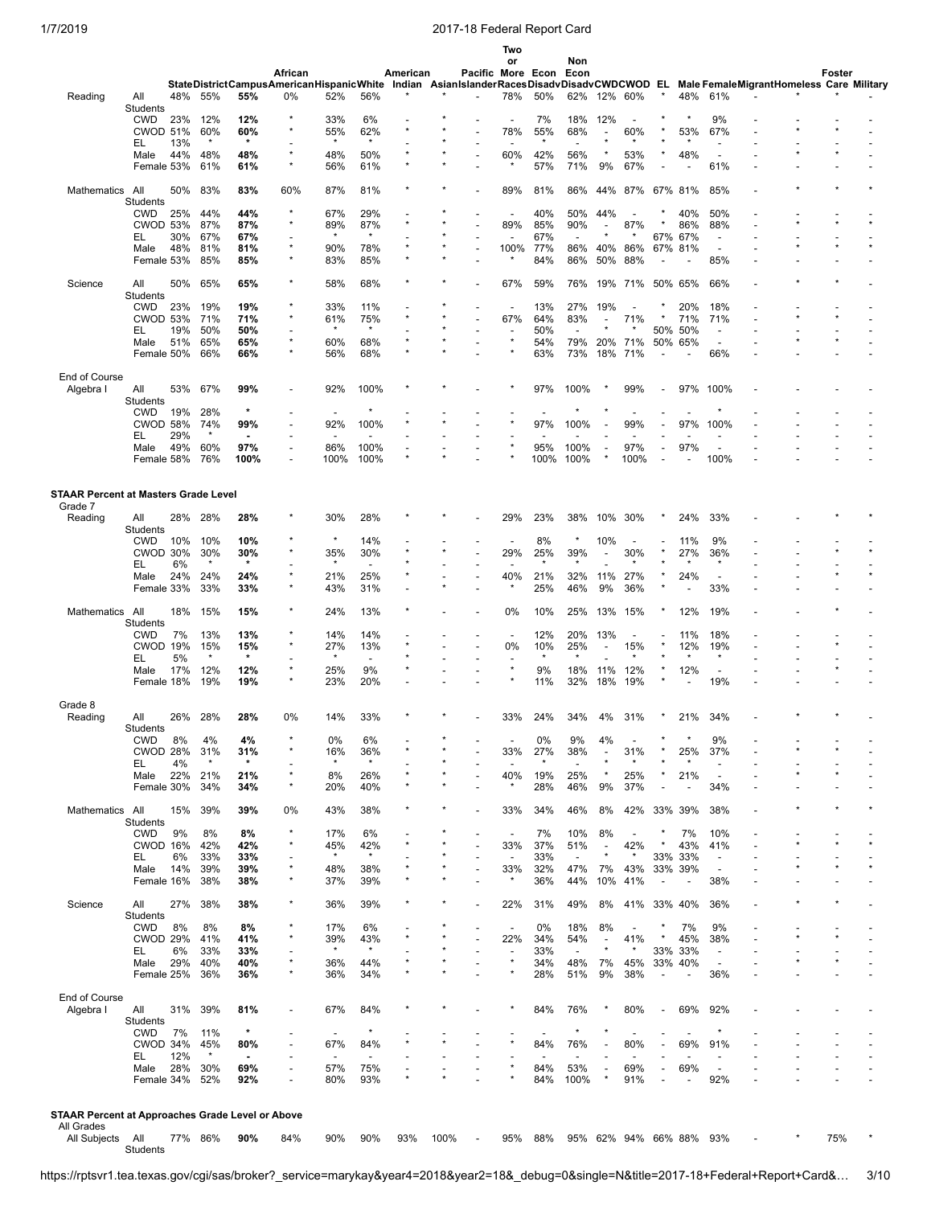| | | State | District | Campus | African American | Hispanic | White | American Indian | Asian | Pacific Islander | Two or More Races | Econ Disadv | Non Econ Disadv | CWD | CWOD | EL | Male | Female | Migrant | Homeless | Foster Care | Military |
|---|---|---|---|---|---|---|---|---|---|---|---|---|---|---|---|---|---|---|---|---|---|---|
| Reading | All Students | 48% | 55% | **55%** | 0% | 52% | 56% | * | * | - | 78% | 50% | 62% | 12% | 60% | * | 48% | 61% | - | * | * | - |
| | CWD | 23% | 12% | **12%** | * | 33% | 6% | - | * | - | - | 7% | 18% | 12% | - | * | * | 9% | - | - | - | - |
| | CWOD | 51% | 60% | **60%** | * | 55% | 62% | * | * | - | 78% | 55% | 68% | - | 60% | * | 53% | 67% | - | * | * | - |
| | EL | 13% | * | * | - | * | * | - | * | - | - | * | - | * | * | * | * | - | - | - | - | - |
| | Male | 44% | 48% | **48%** | * | 48% | 50% | * | * | - | 60% | 42% | 56% | * | 53% | * | 48% | - | - | * | * | - |
| | Female | 53% | 61% | **61%** | * | 56% | 61% | * | * | - | * | 57% | 71% | 9% | 67% | - | - | 61% | - | - | - | - |
| Mathematics | All Students | 50% | 83% | **83%** | 60% | 87% | 81% | * | * | - | 89% | 81% | 86% | 44% | 87% | 67% | 81% | 85% | - | * | * | * |
| | CWD | 25% | 44% | **44%** | * | 67% | 29% | - | * | - | - | 40% | 50% | 44% | - | * | 40% | 50% | - | - | - | - |
| | CWOD | 53% | 87% | **87%** | * | 89% | 87% | * | * | - | 89% | 85% | 90% | - | 87% | * | 86% | 88% | - | * | * | * |
| | EL | 30% | 67% | **67%** | - | * | * | - | * | - | - | 67% | - | * | * | 67% | 67% | - | - | - | - | - |
| | Male | 48% | 81% | **81%** | * | 90% | 78% | * | * | - | 100% | 77% | 86% | 40% | 86% | 67% | 81% | - | - | * | * | * |
| | Female | 53% | 85% | **85%** | * | 83% | 85% | * | * | - | * | 84% | 86% | 50% | 88% | - | - | 85% | - | - | - | - |
| Science | All Students | 50% | 65% | **65%** | * | 58% | 68% | * | * | - | 67% | 59% | 76% | 19% | 71% | 50% | 65% | 66% | - | * | * | - |
| | CWD | 23% | 19% | **19%** | * | 33% | 11% | - | * | - | - | 13% | 27% | 19% | - | * | 20% | 18% | - | - | - | - |
| | CWOD | 53% | 71% | **71%** | * | 61% | 75% | * | * | - | 67% | 64% | 83% | - | 71% | * | 71% | 71% | - | * | * | - |
| | EL | 19% | 50% | **50%** | - | * | * | - | * | - | - | 50% | - | * | * | 50% | 50% | - | - | - | - | - |
| | Male | 51% | 65% | **65%** | * | 60% | 68% | * | * | - | * | 54% | 79% | 20% | 71% | 50% | 65% | - | - | * | * | - |
| | Female | 50% | 66% | **66%** | * | 56% | 68% | * | * | - | * | 63% | 73% | 18% | 71% | - | - | 66% | - | - | - | - |
| End of Course Algebra I | All Students | 53% | 67% | **99%** | - | 92% | 100% | * | * | - | * | 97% | 100% | * | 99% | - | 97% | 100% | - | - | - | - |
| | CWD | 19% | 28% | * | - | - | * | - | - | - | - | - | * | * | - | - | - | * | - | - | - | - |
| | CWOD | 58% | 74% | **99%** | - | 92% | 100% | * | * | - | * | 97% | 100% | - | 99% | - | 97% | 100% | - | - | - | - |
| | EL | 29% | * | - | - | - | - | - | - | - | - | - | - | - | - | - | - | - | - | - | - | - |
| | Male | 49% | 60% | **97%** | - | 86% | 100% | - | - | - | * | 95% | 100% | - | 97% | - | 97% | - | - | - | - | - |
| | Female | 58% | 76% | **100%** | - | 100% | 100% | * | * | - | * | 100% | 100% | * | 100% | - | - | 100% | - | - | - | - |

**STAAR Percent at Masters Grade Level**

Grade 7

| | | State | District | Campus | African American | Hispanic | White | American Indian | Asian | Pacific Islander | Two or More Races | Econ Disadv | Non Econ Disadv | CWD | CWOD | EL | Male | Female | Migrant | Homeless | Foster Care | Military |
|---|---|---|---|---|---|---|---|---|---|---|---|---|---|---|---|---|---|---|---|---|---|---|
| Reading | All Students | 28% | 28% | **28%** | * | 30% | 28% | * | * | - | 29% | 23% | 38% | 10% | 30% | * | 24% | 33% | - | - | * | * |
| | CWD | 10% | 10% | **10%** | * | * | 14% | - | - | - | - | 8% | * | 10% | - | - | 11% | 9% | - | - | - | - |
| | CWOD | 30% | 30% | **30%** | * | 35% | 30% | * | * | - | 29% | 25% | 39% | - | 30% | * | 27% | 36% | - | - | * | * |
| | EL | 6% | * | * | - | * | - | * | - | - | - | * | - | - | * | * | * | * | - | - | - | - |
| | Male | 24% | 24% | **24%** | * | 21% | 25% | * | - | - | 40% | 21% | 32% | 11% | 27% | * | 24% | - | - | - | * | * |
| | Female | 33% | 33% | **33%** | * | 43% | 31% | - | * | - | * | 25% | 46% | 9% | 36% | * | - | 33% | - | - | - | - |
| Mathematics | All Students | 18% | 15% | **15%** | * | 24% | 13% | * | - | - | 0% | 10% | 25% | 13% | 15% | * | 12% | 19% | - | - | * | - |
| | CWD | 7% | 13% | **13%** | * | 14% | 14% | - | - | - | - | 12% | 20% | 13% | - | - | 11% | 18% | - | - | - | - |
| | CWOD | 19% | 15% | **15%** | * | 27% | 13% | * | - | - | 0% | 10% | 25% | - | 15% | * | 12% | 19% | - | - | * | - |
| | EL | 5% | * | * | - | * | - | * | - | - | - | * | - | - | * | * | * | * | - | - | - | - |
| | Male | 17% | 12% | **12%** | * | 25% | 9% | * | - | - | * | 9% | 18% | 11% | 12% | * | 12% | - | - | - | * | - |
| | Female | 18% | 19% | **19%** | * | 23% | 20% | - | - | - | * | 11% | 32% | 18% | 19% | * | - | 19% | - | - | - | - |

Grade 8

| | | State | District | Campus | African American | Hispanic | White | American Indian | Asian | Pacific Islander | Two or More Races | Econ Disadv | Non Econ Disadv | CWD | CWOD | EL | Male | Female | Migrant | Homeless | Foster Care | Military |
|---|---|---|---|---|---|---|---|---|---|---|---|---|---|---|---|---|---|---|---|---|---|---|
| Reading | All Students | 26% | 28% | **28%** | 0% | 14% | 33% | * | * | - | 33% | 24% | 34% | 4% | 31% | * | 21% | 34% | - | * | * | - |
| | CWD | 8% | 4% | **4%** | * | 0% | 6% | - | * | - | - | 0% | 9% | 4% | - | * | * | 9% | - | - | - | - |
| | CWOD | 28% | 31% | **31%** | * | 16% | 36% | * | * | - | 33% | 27% | 38% | - | 31% | * | 25% | 37% | - | * | * | - |
| | EL | 4% | * | * | - | * | * | - | * | - | - | * | - | * | * | * | * | - | - | - | - | - |
| | Male | 22% | 21% | **21%** | * | 8% | 26% | * | * | - | 40% | 19% | 25% | * | 25% | * | 21% | - | - | * | * | - |
| | Female | 30% | 34% | **34%** | * | 20% | 40% | * | * | - | * | 28% | 46% | 9% | 37% | - | - | 34% | - | - | - | - |
| Mathematics | All Students | 15% | 39% | **39%** | 0% | 43% | 38% | * | * | - | 33% | 34% | 46% | 8% | 42% | 33% | 39% | 38% | - | * | * | * |
| | CWD | 9% | 8% | **8%** | * | 17% | 6% | - | * | - | - | 7% | 10% | 8% | - | * | 7% | 10% | - | - | - | - |
| | CWOD | 16% | 42% | **42%** | * | 45% | 42% | * | * | - | 33% | 37% | 51% | - | 42% | * | 43% | 41% | - | * | * | * |
| | EL | 6% | 33% | **33%** | - | * | * | - | * | - | - | 33% | - | * | * | 33% | 33% | - | - | - | - | - |
| | Male | 14% | 39% | **39%** | * | 48% | 38% | * | * | - | 33% | 32% | 47% | 7% | 43% | 33% | 39% | - | - | * | * | * |
| | Female | 16% | 38% | **38%** | * | 37% | 39% | * | * | - | * | 36% | 44% | 10% | 41% | - | - | 38% | - | - | - | - |
| Science | All Students | 27% | 38% | **38%** | * | 36% | 39% | * | * | - | 22% | 31% | 49% | 8% | 41% | 33% | 40% | 36% | - | * | * | - |
| | CWD | 8% | 8% | **8%** | * | 17% | 6% | - | * | - | - | 0% | 18% | 8% | - | * | 7% | 9% | - | - | - | - |
| | CWOD | 29% | 41% | **41%** | * | 39% | 43% | * | * | - | 22% | 34% | 54% | - | 41% | * | 45% | 38% | - | * | * | - |
| | EL | 6% | 33% | **33%** | - | * | * | - | * | - | - | 33% | - | * | * | 33% | 33% | - | - | - | - | - |
| | Male | 29% | 40% | **40%** | * | 36% | 44% | * | * | - | * | 34% | 48% | 7% | 45% | 33% | 40% | - | - | * | * | - |
| | Female | 25% | 36% | **36%** | * | 36% | 34% | * | * | - | * | 28% | 51% | 9% | 38% | - | - | 36% | - | - | - | - |
| End of Course Algebra I | All Students | 31% | 39% | **81%** | - | 67% | 84% | * | * | - | * | 84% | 76% | * | 80% | - | 69% | 92% | - | - | - | - |
| | CWD | 7% | 11% | * | - | - | * | - | - | - | - | - | * | * | - | - | - | * | - | - | - | - |
| | CWOD | 34% | 45% | **80%** | - | 67% | 84% | * | * | - | * | 84% | 76% | - | 80% | - | 69% | 91% | - | - | - | - |
| | EL | 12% | * | - | - | - | - | - | - | - | - | - | - | - | - | - | - | - | - | - | - | - |
| | Male | 28% | 30% | **69%** | - | 57% | 75% | - | - | - | * | 84% | 53% | - | 69% | - | 69% | - | - | - | - | - |
| | Female | 34% | 52% | **92%** | - | 80% | 93% | * | * | - | * | 84% | 100% | * | 91% | - | - | 92% | - | - | - | - |

**STAAR Percent at Approaches Grade Level or Above**

All Grades

| | | State | District | Campus | African American | Hispanic | White | American Indian | Asian | Pacific Islander | Two or More Races | Econ Disadv | Non Econ Disadv | CWD | CWOD | EL | Male | Female | Migrant | Homeless | Foster Care | Military |
|---|---|---|---|---|---|---|---|---|---|---|---|---|---|---|---|---|---|---|---|---|---|---|
| All Subjects | All Students | 77% | 86% | **90%** | 84% | 90% | 90% | 93% | 100% | - | 95% | 88% | 95% | 62% | 94% | 66% | 88% | 93% | - | * | 75% | * |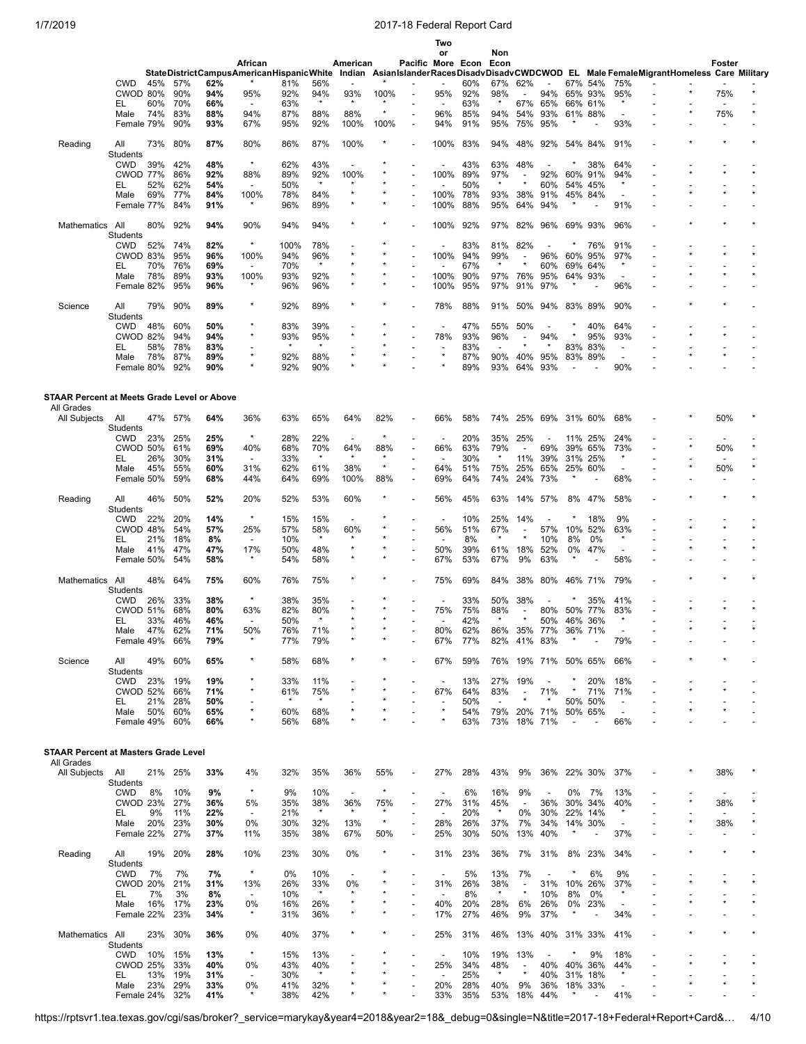| | | State | District | Campus | African American | Hispanic | White | American Indian | Asian | Pacific Islander | Two or More Races | Econ Disadv | Non Econ Disadv | CWD | CWOD | EL | Male | Female | Migrant | Homeless | Foster Care | Military |
|---|---|---|---|---|---|---|---|---|---|---|---|---|---|---|---|---|---|---|---|---|---|---|
| | CWD | 45% | 57% | **62%** | * | 81% | 56% | - | * | - | - | 60% | 67% | 62% | - | 67% | 54% | 75% | - | - | - | - |
| | CWOD | 80% | 90% | **94%** | 95% | 92% | 94% | 93% | 100% | - | 95% | 92% | 98% | - | 94% | 65% | 93% | 95% | - | * | 75% | * |
| | EL | 60% | 70% | **66%** | - | 63% | * | * | * | - | - | 63% | * | 67% | 65% | 66% | 61% | * | - | - | - | - |
| | Male | 74% | 83% | **88%** | 94% | 87% | 88% | 88% | * | - | 96% | 85% | 94% | 54% | 93% | 61% | 88% | - | - | * | 75% | * |
| | Female | 79% | 90% | **93%** | 67% | 95% | 92% | 100% | 100% | - | 94% | 91% | 95% | 75% | 95% | * | - | 93% | - | - | - | - |
| Reading | All Students | 73% | 80% | **87%** | 80% | 86% | 87% | 100% | * | - | 100% | 83% | 94% | 48% | 92% | 54% | 84% | 91% | - | * | * | * |
| | CWD | 39% | 42% | **48%** | * | 62% | 43% | - | * | - | - | 43% | 63% | 48% | - | * | 38% | 64% | - | - | - | - |
| | CWOD | 77% | 86% | **92%** | 88% | 89% | 92% | 100% | * | - | 100% | 89% | 97% | - | 92% | 60% | 91% | 94% | - | * | * | * |
| | EL | 52% | 62% | **54%** | - | 50% | * | * | * | - | - | 50% | * | * | 60% | 54% | 45% | * | - | - | - | - |
| | Male | 69% | 77% | **84%** | 100% | 78% | 84% | * | * | - | 100% | 78% | 93% | 38% | 91% | 45% | 84% | - | - | * | * | * |
| | Female | 77% | 84% | **91%** | * | 96% | 89% | * | * | - | 100% | 88% | 95% | 64% | 94% | * | - | 91% | - | - | - | - |
| Mathematics | All Students | 80% | 92% | **94%** | 90% | 94% | 94% | * | * | - | 100% | 92% | 97% | 82% | 96% | 69% | 93% | 96% | - | * | * | * |
| | CWD | 52% | 74% | **82%** | * | 100% | 78% | - | * | - | - | 83% | 81% | 82% | - | * | 76% | 91% | - | - | - | - |
| | CWOD | 83% | 95% | **96%** | 100% | 94% | 96% | * | * | - | 100% | 94% | 99% | - | 96% | 60% | 95% | 97% | - | * | * | * |
| | EL | 70% | 76% | **69%** | - | 70% | * | * | * | - | - | 67% | * | * | 60% | 69% | 64% | * | - | - | - | - |
| | Male | 78% | 89% | **93%** | 100% | 93% | 92% | * | * | - | 100% | 90% | 97% | 76% | 95% | 64% | 93% | - | - | * | * | * |
| | Female | 82% | 95% | **96%** | * | 96% | 96% | * | * | - | 100% | 95% | 97% | 91% | 97% | * | - | 96% | - | - | - | - |
| Science | All Students | 79% | 90% | **89%** | * | 92% | 89% | * | * | - | 78% | 88% | 91% | 50% | 94% | 83% | 89% | 90% | - | * | * | - |
| | CWD | 48% | 60% | **50%** | * | 83% | 39% | - | * | - | - | 47% | 55% | 50% | - | * | 40% | 64% | - | - | - | - |
| | CWOD | 82% | 94% | **94%** | * | 93% | 95% | * | * | - | 78% | 93% | 96% | - | 94% | * | 95% | 93% | - | * | * | - |
| | EL | 58% | 78% | **83%** | - | * | * | - | * | - | - | 83% | - | * | * | 83% | 83% | - | - | - | - | - |
| | Male | 78% | 87% | **89%** | * | 92% | 88% | * | * | - | * | 87% | 90% | 40% | 95% | 83% | 89% | - | - | * | * | - |
| | Female | 80% | 92% | **90%** | * | 92% | 90% | * | * | - | * | 89% | 93% | 64% | 93% | - | - | 90% | - | - | - | - |

**STAAR Percent at Meets Grade Level or Above**

All Grades

| | | State | District | Campus | African American | Hispanic | White | American Indian | Asian | Pacific Islander | Two or More Races | Econ Disadv | Non Econ Disadv | CWD | CWOD | EL | Male | Female | Migrant | Homeless | Foster Care | Military |
|---|---|---|---|---|---|---|---|---|---|---|---|---|---|---|---|---|---|---|---|---|---|---|
| All Subjects | All Students | 47% | 57% | **64%** | 36% | 63% | 65% | 64% | 82% | - | 66% | 58% | 74% | 25% | 69% | 31% | 60% | 68% | - | * | 50% | * |
| | CWD | 23% | 25% | **25%** | * | 28% | 22% | - | * | - | - | 20% | 35% | 25% | - | 11% | 25% | 24% | - | - | - | - |
| | CWOD | 50% | 61% | **69%** | 40% | 68% | 70% | 64% | 88% | - | 66% | 63% | 79% | - | 69% | 39% | 65% | 73% | - | * | 50% | * |
| | EL | 26% | 30% | **31%** | - | 33% | * | * | * | - | - | 30% | * | 11% | 39% | 31% | 25% | * | - | - | - | - |
| | Male | 45% | 55% | **60%** | 31% | 62% | 61% | 38% | * | - | 64% | 51% | 75% | 25% | 65% | 25% | 60% | - | - | * | 50% | * |
| | Female | 50% | 59% | **68%** | 44% | 64% | 69% | 100% | 88% | - | 69% | 64% | 74% | 24% | 73% | * | - | 68% | - | - | - | - |
| Reading | All Students | 46% | 50% | **52%** | 20% | 52% | 53% | 60% | * | - | 56% | 45% | 63% | 14% | 57% | 8% | 47% | 58% | - | * | * | * |
| | CWD | 22% | 20% | **14%** | * | 15% | 15% | - | * | - | - | 10% | 25% | 14% | - | * | 18% | 9% | - | - | - | - |
| | CWOD | 48% | 54% | **57%** | 25% | 57% | 58% | 60% | * | - | 56% | 51% | 67% | - | 57% | 10% | 52% | 63% | - | * | * | * |
| | EL | 21% | 18% | **8%** | - | 10% | * | * | * | - | - | 8% | * | * | 10% | 8% | 0% | * | - | - | - | - |
| | Male | 41% | 47% | **47%** | 17% | 50% | 48% | * | * | - | 50% | 39% | 61% | 18% | 52% | 0% | 47% | - | - | * | * | * |
| | Female | 50% | 54% | **58%** | * | 54% | 58% | * | * | - | 67% | 53% | 67% | 9% | 63% | * | - | 58% | - | - | - | - |
| Mathematics | All Students | 48% | 64% | **75%** | 60% | 76% | 75% | * | * | - | 75% | 69% | 84% | 38% | 80% | 46% | 71% | 79% | - | * | * | * |
| | CWD | 26% | 33% | **38%** | * | 38% | 35% | - | * | - | - | 33% | 50% | 38% | - | * | 35% | 41% | - | - | - | - |
| | CWOD | 51% | 68% | **80%** | 63% | 82% | 80% | * | * | - | 75% | 75% | 88% | - | 80% | 50% | 77% | 83% | - | * | * | * |
| | EL | 33% | 46% | **46%** | - | 50% | * | * | * | - | - | 42% | * | * | 50% | 46% | 36% | * | - | - | - | - |
| | Male | 47% | 62% | **71%** | 50% | 76% | 71% | * | * | - | 80% | 62% | 86% | 35% | 77% | 36% | 71% | - | - | * | * | * |
| | Female | 49% | 66% | **79%** | * | 77% | 79% | * | * | - | 67% | 77% | 82% | 41% | 83% | * | - | 79% | - | - | - | - |
| Science | All Students | 49% | 60% | **65%** | * | 58% | 68% | * | * | - | 67% | 59% | 76% | 19% | 71% | 50% | 65% | 66% | - | * | * | - |
| | CWD | 23% | 19% | **19%** | * | 33% | 11% | - | * | - | - | 13% | 27% | 19% | - | * | 20% | 18% | - | - | - | - |
| | CWOD | 52% | 66% | **71%** | * | 61% | 75% | * | * | - | 67% | 64% | 83% | - | 71% | * | 71% | 71% | - | * | * | - |
| | EL | 21% | 28% | **50%** | - | * | * | - | * | - | - | 50% | - | * | * | 50% | 50% | - | - | - | - | - |
| | Male | 50% | 60% | **65%** | * | 60% | 68% | * | * | - | * | 54% | 79% | 20% | 71% | 50% | 65% | - | - | * | * | - |
| | Female | 49% | 60% | **66%** | * | 56% | 68% | * | * | - | * | 63% | 73% | 18% | 71% | - | - | 66% | - | - | - | - |

**STAAR Percent at Masters Grade Level**

All Grades

| | | State | District | Campus | African American | Hispanic | White | American Indian | Asian | Pacific Islander | Two or More Races | Econ Disadv | Non Econ Disadv | CWD | CWOD | EL | Male | Female | Migrant | Homeless | Foster Care | Military |
|---|---|---|---|---|---|---|---|---|---|---|---|---|---|---|---|---|---|---|---|---|---|---|
| All Subjects | All Students | 21% | 25% | **33%** | 4% | 32% | 35% | 36% | 55% | - | 27% | 28% | 43% | 9% | 36% | 22% | 30% | 37% | - | * | 38% | * |
| | CWD | 8% | 10% | **9%** | * | 9% | 10% | - | * | - | - | 6% | 16% | 9% | - | 0% | 7% | 13% | - | - | - | - |
| | CWOD | 23% | 27% | **36%** | 5% | 35% | 38% | 36% | 75% | - | 27% | 31% | 45% | - | 36% | 30% | 34% | 40% | - | * | 38% | * |
| | EL | 9% | 11% | **22%** | - | 21% | * | * | * | - | - | 20% | * | 0% | 30% | 22% | 14% | * | - | - | - | - |
| | Male | 20% | 23% | **30%** | 0% | 30% | 32% | 13% | * | - | 28% | 26% | 37% | 7% | 34% | 14% | 30% | - | - | * | 38% | * |
| | Female | 22% | 27% | **37%** | 11% | 35% | 38% | 67% | 50% | - | 25% | 30% | 50% | 13% | 40% | * | - | 37% | - | - | - | - |
| Reading | All Students | 19% | 20% | **28%** | 10% | 23% | 30% | 0% | * | - | 31% | 23% | 36% | 7% | 31% | 8% | 23% | 34% | - | * | * | * |
| | CWD | 7% | 7% | **7%** | * | 0% | 10% | - | * | - | - | 5% | 13% | 7% | - | * | 6% | 9% | - | - | - | - |
| | CWOD | 20% | 21% | **31%** | 13% | 26% | 33% | 0% | * | - | 31% | 26% | 38% | - | 31% | 10% | 26% | 37% | - | * | * | * |
| | EL | 7% | 3% | **8%** | - | 10% | * | * | * | - | - | 8% | * | * | 10% | 8% | 0% | * | - | - | - | - |
| | Male | 16% | 17% | **23%** | 0% | 16% | 26% | * | * | - | 40% | 20% | 28% | 6% | 26% | 0% | 23% | - | - | * | * | * |
| | Female | 22% | 23% | **34%** | * | 31% | 36% | * | * | - | 17% | 27% | 46% | 9% | 37% | * | - | 34% | - | - | - | - |
| Mathematics | All Students | 23% | 30% | **36%** | 0% | 40% | 37% | * | * | - | 25% | 31% | 46% | 13% | 40% | 31% | 33% | 41% | - | * | * | * |
| | CWD | 10% | 15% | **13%** | * | 15% | 13% | - | * | - | - | 10% | 19% | 13% | - | * | 9% | 18% | - | - | - | - |
| | CWOD | 25% | 33% | **40%** | 0% | 43% | 40% | * | * | - | 25% | 34% | 48% | - | 40% | 40% | 36% | 44% | - | * | * | * |
| | EL | 13% | 19% | **31%** | - | 30% | * | * | * | - | - | 25% | * | * | 40% | 31% | 18% | * | - | - | - | - |
| | Male | 23% | 29% | **33%** | 0% | 41% | 32% | * | * | - | 20% | 28% | 40% | 9% | 36% | 18% | 33% | - | - | * | * | * |
| | Female | 24% | 32% | **41%** | * | 38% | 42% | * | * | - | 33% | 35% | 53% | 18% | 44% | * | - | 41% | - | - | - | - |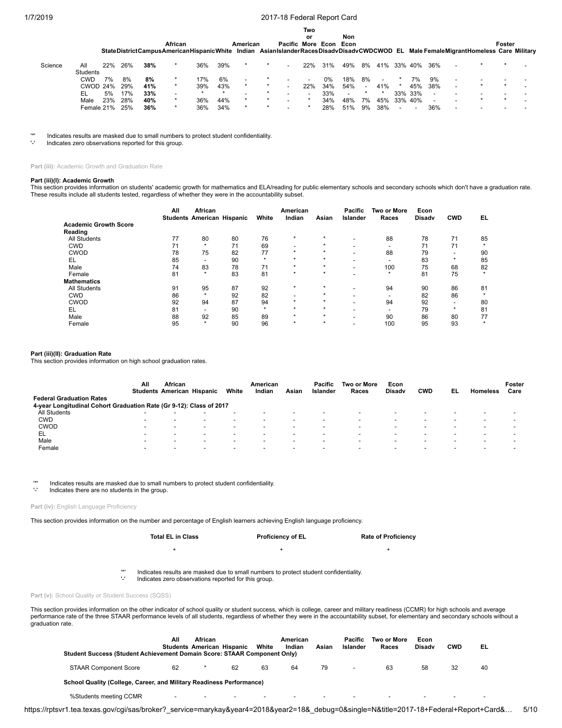| | | State | District | Campus | African American | Hispanic | White | American Indian | Asian | Pacific Islander | Two or More Races | Econ Disadv | Non Econ Disadv | CWD | CWOD | EL | Male | Female | Migrant | Homeless | Foster Care | Military |
|---|---|---|---|---|---|---|---|---|---|---|---|---|---|---|---|---|---|---|---|---|---|---|
| Science | All Students | 22% | 26% | **38%** | * | 36% | 39% | * | * | - | 22% | 31% | 49% | 8% | 41% | 33% | 40% | 36% | - | * | * | - |
| | CWD | 7% | 8% | **8%** | * | 17% | 6% | - | * | - | - | 0% | 18% | 8% | - | * | 7% | 9% | - | - | - | - |
| | CWOD | 24% | 29% | **41%** | * | 39% | 43% | * | * | - | 22% | 34% | 54% | - | 41% | * | 45% | 38% | - | * | * | - |
| | EL | 5% | 17% | **33%** | - | * | * | - | * | - | - | 33% | - | * | * | 33% | 33% | - | - | - | - | - |
| | Male | 23% | 28% | **40%** | * | 36% | 44% | * | * | - | * | 34% | 48% | 7% | 45% | 33% | 40% | - | - | * | * | - |
| | Female | 21% | 25% | **36%** | * | 36% | 34% | * | * | - | * | 28% | 51% | 9% | 38% | - | - | 36% | - | - | - | - |

'*' Indicates results are masked due to small numbers to protect student confidentiality.
'-' Indicates zero observations reported for this group.

**Part (iii):** Academic Growth and Graduation Rate

#### Part (iii)(I): Academic Growth

This section provides information on students' academic growth for mathematics and ELA/reading for public elementary schools and secondary schools which don't have a graduation rate. These results include all students tested, regardless of whether they were in the accountability subset.

| | All Students | African American | Hispanic | White | American Indian | Asian | Pacific Islander | Two or More Races | Econ Disadv | CWD | EL |
|---|---|---|---|---|---|---|---|---|---|---|---|
| **Academic Growth Score** | | | | | | | | | | | |
| **Reading** | | | | | | | | | | | |
| All Students | 77 | 80 | 80 | 76 | * | * | - | 88 | 78 | 71 | 85 |
| CWD | 71 | * | 71 | 69 | - | * | - | - | 71 | 71 | * |
| CWOD | 78 | 75 | 82 | 77 | * | * | - | 88 | 79 | - | 90 |
| EL | 85 | - | 90 | * | * | * | - | - | 83 | * | 85 |
| Male | 74 | 83 | 78 | 71 | * | * | - | 100 | 75 | 68 | 82 |
| Female | 81 | * | 83 | 81 | * | * | - | * | 81 | 75 | * |
| **Mathematics** | | | | | | | | | | | |
| All Students | 91 | 95 | 87 | 92 | * | * | - | 94 | 90 | 86 | 81 |
| CWD | 86 | * | 92 | 82 | - | * | - | - | 82 | 86 | * |
| CWOD | 92 | 94 | 87 | 94 | * | * | - | 94 | 92 | - | 80 |
| EL | 81 | - | 90 | * | * | * | - | - | 79 | * | 81 |
| Male | 88 | 92 | 85 | 89 | * | * | - | 90 | 86 | 80 | 77 |
| Female | 95 | * | 90 | 96 | * | * | - | 100 | 95 | 93 | * |

#### Part (iii)(II): Graduation Rate

This section provides information on high school graduation rates.

| | All Students | African American | Hispanic | White | American Indian | Asian | Pacific Islander | Two or More Races | Econ Disadv | CWD | EL | Homeless | Foster Care |
|---|---|---|---|---|---|---|---|---|---|---|---|---|---|
| **Federal Graduation Rates** | | | | | | | | | | | | | |
| **4-year Longitudinal Cohort Graduation Rate (Gr 9-12): Class of 2017** | | | | | | | | | | | | | |
| All Students | - | - | - | - | - | - | - | - | - | - | - | - | - |
| CWD | - | - | - | - | - | - | - | - | - | - | - | - | - |
| CWOD | - | - | - | - | - | - | - | - | - | - | - | - | - |
| EL | - | - | - | - | - | - | - | - | - | - | - | - | - |
| Male | - | - | - | - | - | - | - | - | - | - | - | - | - |
| Female | - | - | - | - | - | - | - | - | - | - | - | - | - |

'*' Indicates results are masked due to small numbers to protect student confidentiality.
'-' Indicates there are no students in the group.

**Part (iv):** English Language Proficiency

This section provides information on the number and percentage of English learners achieving English language proficiency.

| Total EL in Class | Proficiency of EL | Rate of Proficiency |
|---|---|---|
| * | * | * |

'*' Indicates results are masked due to small numbers to protect student confidentiality.
'-' Indicates zero observations reported for this group.

**Part (v):** School Quality or Student Success (SQSS)

This section provides information on the other indicator of school quality or student success, which is college, career and military readiness (CCMR) for high schools and average performance rate of the three STAAR performance levels of all students, regardless of whether they were in the accountability subset, for elementary and secondary schools without a graduation rate.

| | All Students | African American | Hispanic | White | American Indian | Asian | Pacific Islander | Two or More Races | Econ Disadv | CWD | EL |
|---|---|---|---|---|---|---|---|---|---|---|---|
| **Student Success (Student Achievement Domain Score: STAAR Component Only)** | | | | | | | | | | | |
| STAAR Component Score | 62 | * | 62 | 63 | 64 | 79 | - | 63 | 58 | 32 | 40 |
| **School Quality (College, Career, and Military Readiness Performance)** | | | | | | | | | | | |
| %Students meeting CCMR | - | - | - | - | - | - | - | - | - | - | - |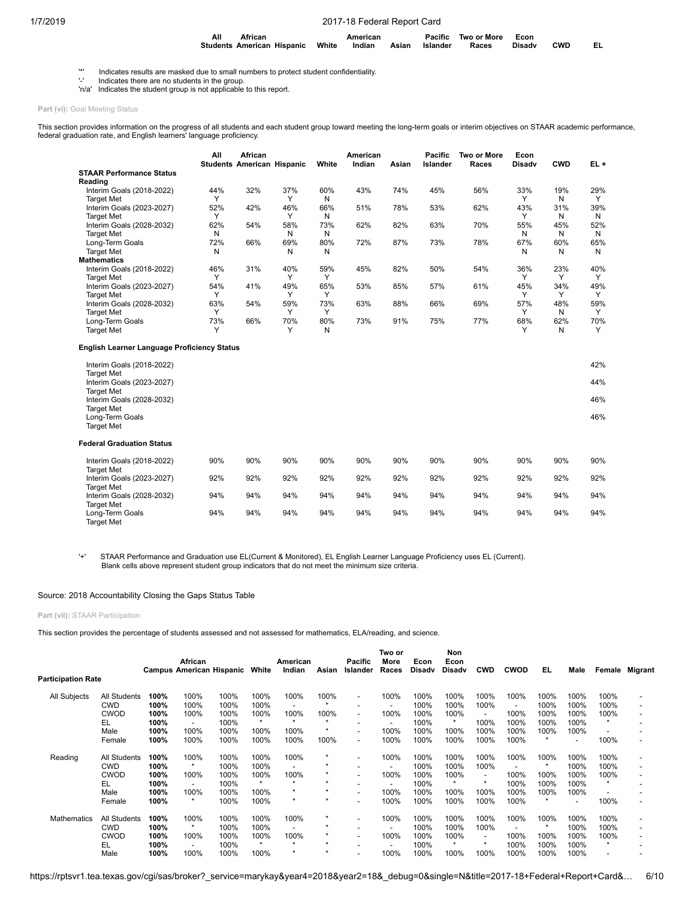| | All Students | African American | Hispanic | White | American Indian | Asian | Pacific Islander | Two or More Races | Econ Disadv | CWD | EL |
|---|---|---|---|---|---|---|---|---|---|---|---|

'*' Indicates results are masked due to small numbers to protect student confidentiality.
'-' Indicates there are no students in the group.
'n/a' Indicates the student group is not applicable to this report.

**Part (vi):** Goal Meeting Status

This section provides information on the progress of all students and each student group toward meeting the long-term goals or interim objectives on STAAR academic performance, federal graduation rate, and English learners' language proficiency.

| | All Students | African American | Hispanic | White | American Indian | Asian | Pacific Islander | Two or More Races | Econ Disadv | CWD | EL + |
|---|---|---|---|---|---|---|---|---|---|---|---|
| **STAAR Performance Status** | | | | | | | | | | | |
| **Reading** | | | | | | | | | | | |
| Interim Goals (2018-2022) | 44% | 32% | 37% | 60% | 43% | 74% | 45% | 56% | 33% | 19% | 29% |
| Target Met | Y | | Y | N | | | | | Y | N | Y |
| Interim Goals (2023-2027) | 52% | 42% | 46% | 66% | 51% | 78% | 53% | 62% | 43% | 31% | 39% |
| Target Met | Y | | Y | N | | | | | Y | N | N |
| Interim Goals (2028-2032) | 62% | 54% | 58% | 73% | 62% | 82% | 63% | 70% | 55% | 45% | 52% |
| Target Met | N | | N | N | | | | | N | N | N |
| Long-Term Goals | 72% | 66% | 69% | 80% | 72% | 87% | 73% | 78% | 67% | 60% | 65% |
| Target Met | N | | N | N | | | | | N | N | N |
| **Mathematics** | | | | | | | | | | | |
| Interim Goals (2018-2022) | 46% | 31% | 40% | 59% | 45% | 82% | 50% | 54% | 36% | 23% | 40% |
| Target Met | Y | | Y | Y | | | | | Y | Y | Y |
| Interim Goals (2023-2027) | 54% | 41% | 49% | 65% | 53% | 85% | 57% | 61% | 45% | 34% | 49% |
| Target Met | Y | | Y | Y | | | | | Y | Y | Y |
| Interim Goals (2028-2032) | 63% | 54% | 59% | 73% | 63% | 88% | 66% | 69% | 57% | 48% | 59% |
| Target Met | Y | | Y | Y | | | | | Y | N | Y |
| Long-Term Goals | 73% | 66% | 70% | 80% | 73% | 91% | 75% | 77% | 68% | 62% | 70% |
| Target Met | Y | | Y | N | | | | | Y | N | Y |
| **English Learner Language Proficiency Status** | | | | | | | | | | | |
| Interim Goals (2018-2022) | | | | | | | | | | | 42% |
| Target Met | | | | | | | | | | | |
| Interim Goals (2023-2027) | | | | | | | | | | | 44% |
| Target Met | | | | | | | | | | | |
| Interim Goals (2028-2032) | | | | | | | | | | | 46% |
| Target Met | | | | | | | | | | | |
| Long-Term Goals | | | | | | | | | | | 46% |
| Target Met | | | | | | | | | | | |
| **Federal Graduation Status** | | | | | | | | | | | |
| Interim Goals (2018-2022) | 90% | 90% | 90% | 90% | 90% | 90% | 90% | 90% | 90% | 90% | 90% |
| Target Met | | | | | | | | | | | |
| Interim Goals (2023-2027) | 92% | 92% | 92% | 92% | 92% | 92% | 92% | 92% | 92% | 92% | 92% |
| Target Met | | | | | | | | | | | |
| Interim Goals (2028-2032) | 94% | 94% | 94% | 94% | 94% | 94% | 94% | 94% | 94% | 94% | 94% |
| Target Met | | | | | | | | | | | |
| Long-Term Goals | 94% | 94% | 94% | 94% | 94% | 94% | 94% | 94% | 94% | 94% | 94% |
| Target Met | | | | | | | | | | | |

'+' STAAR Performance and Graduation use EL(Current & Monitored), EL English Learner Language Proficiency uses EL (Current).
Blank cells above represent student group indicators that do not meet the minimum size criteria.

Source: 2018 Accountability Closing the Gaps Status Table

**Part (vii):** STAAR Participation

This section provides the percentage of students assessed and not assessed for mathematics, ELA/reading, and science.

| Participation Rate | | Campus | African American | Hispanic | White | American Indian | Asian | Pacific Islander | Two or More Races | Econ Disadv | Non Econ Disadv | CWD | CWOD | EL | Male | Female | Migrant |
|---|---|---|---|---|---|---|---|---|---|---|---|---|---|---|---|---|---|
| All Subjects | All Students | **100%** | 100% | 100% | 100% | 100% | 100% | - | 100% | 100% | 100% | 100% | 100% | 100% | 100% | 100% | - |
| | CWD | **100%** | 100% | 100% | 100% | - | * | - | - | 100% | 100% | 100% | - | 100% | 100% | 100% | - |
| | CWOD | **100%** | 100% | 100% | 100% | 100% | 100% | - | 100% | 100% | 100% | - | 100% | 100% | 100% | 100% | - |
| | EL | **100%** | - | 100% | * | * | * | - | - | 100% | * | 100% | 100% | 100% | 100% | * | - |
| | Male | **100%** | 100% | 100% | 100% | 100% | * | - | 100% | 100% | 100% | 100% | 100% | 100% | 100% | - | - |
| | Female | **100%** | 100% | 100% | 100% | 100% | 100% | - | 100% | 100% | 100% | 100% | 100% | * | - | 100% | - |
| Reading | All Students | **100%** | 100% | 100% | 100% | 100% | * | - | 100% | 100% | 100% | 100% | 100% | 100% | 100% | 100% | - |
| | CWD | **100%** | * | 100% | 100% | - | * | - | - | 100% | 100% | 100% | - | * | 100% | 100% | - |
| | CWOD | **100%** | 100% | 100% | 100% | 100% | * | - | 100% | 100% | 100% | - | 100% | 100% | 100% | 100% | - |
| | EL | **100%** | - | 100% | * | * | * | - | - | 100% | * | * | 100% | 100% | 100% | * | - |
| | Male | **100%** | 100% | 100% | 100% | * | * | - | 100% | 100% | 100% | 100% | 100% | 100% | 100% | - | - |
| | Female | **100%** | * | 100% | 100% | * | * | - | 100% | 100% | 100% | 100% | 100% | * | - | 100% | - |
| Mathematics | All Students | **100%** | 100% | 100% | 100% | 100% | * | - | 100% | 100% | 100% | 100% | 100% | 100% | 100% | 100% | - |
| | CWD | **100%** | * | 100% | 100% | - | * | - | - | 100% | 100% | 100% | - | * | 100% | 100% | - |
| | CWOD | **100%** | 100% | 100% | 100% | 100% | * | - | 100% | 100% | 100% | - | 100% | 100% | 100% | 100% | - |
| | EL | **100%** | - | 100% | * | * | * | - | - | 100% | * | * | 100% | 100% | 100% | * | - |
| | Male | **100%** | 100% | 100% | 100% | * | * | - | 100% | 100% | 100% | 100% | 100% | 100% | 100% | - | - |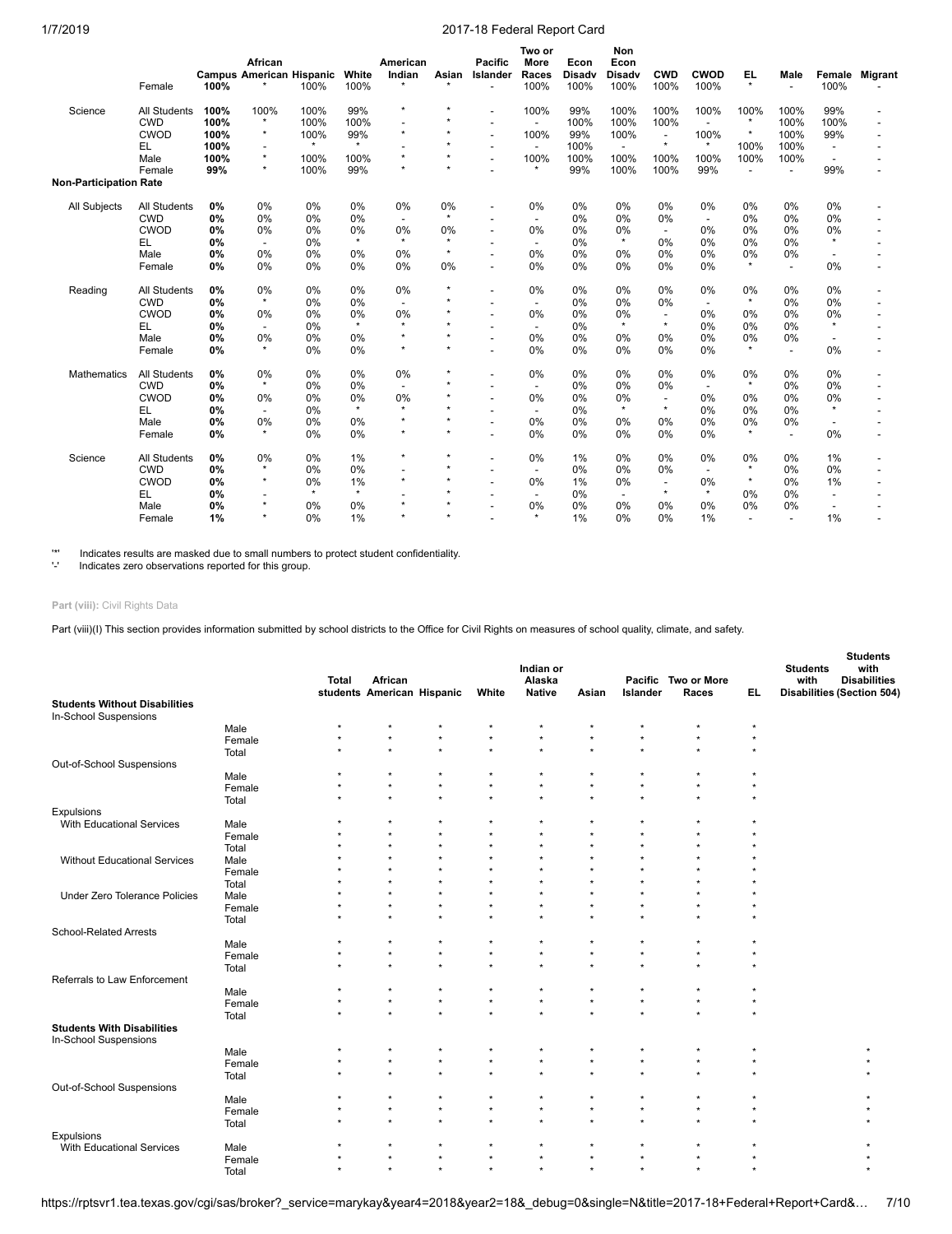| | | Campus | African American | Hispanic | White | American Indian | Asian | Pacific Islander | Two or More Races | Econ Disadv | Non Econ Disadv | CWD | CWOD | EL | Male | Female | Migrant |
|---|---|---|---|---|---|---|---|---|---|---|---|---|---|---|---|---|---|
| | Female | 100% | * | 100% | 100% | * | * | - | 100% | 100% | 100% | 100% | 100% | * | - | 100% | - |
| Science | All Students | 100% | 100% | 100% | 99% | * | * | - | 100% | 99% | 100% | 100% | 100% | 100% | 100% | 99% | - |
| | CWD | 100% | * | 100% | 100% | - | * | - | - | 100% | 100% | 100% | - | * | 100% | 100% | - |
| | CWOD | 100% | * | 100% | 99% | * | * | - | 100% | 99% | 100% | - | 100% | * | 100% | 99% | - |
| | EL | 100% | - | * | * | - | * | - | - | 100% | - | * | * | 100% | 100% | - | - |
| | Male | 100% | * | 100% | 100% | * | * | - | 100% | 100% | 100% | 100% | 100% | 100% | 100% | - | - |
| | Female | 99% | * | 100% | 99% | * | * | - | * | 99% | 100% | 100% | 99% | - | - | 99% | - |
| **Non-Participation Rate** | | | | | | | | | | | | | | | | | |
| All Subjects | All Students | 0% | 0% | 0% | 0% | 0% | 0% | - | 0% | 0% | 0% | 0% | 0% | 0% | 0% | 0% | - |
| | CWD | 0% | 0% | 0% | 0% | - | * | - | - | 0% | 0% | 0% | - | 0% | 0% | 0% | - |
| | CWOD | 0% | 0% | 0% | 0% | 0% | 0% | - | 0% | 0% | 0% | - | 0% | 0% | 0% | 0% | - |
| | EL | 0% | - | 0% | * | * | * | - | - | 0% | * | 0% | 0% | 0% | 0% | * | - |
| | Male | 0% | 0% | 0% | 0% | 0% | * | - | 0% | 0% | 0% | 0% | 0% | 0% | 0% | - | - |
| | Female | 0% | 0% | 0% | 0% | 0% | 0% | - | 0% | 0% | 0% | 0% | 0% | * | - | 0% | - |
| Reading | All Students | 0% | 0% | 0% | 0% | 0% | * | - | 0% | 0% | 0% | 0% | 0% | 0% | 0% | 0% | - |
| | CWD | 0% | * | 0% | 0% | - | * | - | - | 0% | 0% | 0% | - | * | 0% | 0% | - |
| | CWOD | 0% | 0% | 0% | 0% | 0% | * | - | 0% | 0% | 0% | - | 0% | 0% | 0% | 0% | - |
| | EL | 0% | - | 0% | * | * | * | - | - | 0% | * | * | 0% | 0% | 0% | * | - |
| | Male | 0% | 0% | 0% | 0% | * | * | - | 0% | 0% | 0% | 0% | 0% | 0% | 0% | - | - |
| | Female | 0% | * | 0% | 0% | * | * | - | 0% | 0% | 0% | 0% | 0% | * | - | 0% | - |
| Mathematics | All Students | 0% | 0% | 0% | 0% | 0% | * | - | 0% | 0% | 0% | 0% | 0% | 0% | 0% | 0% | - |
| | CWD | 0% | * | 0% | 0% | - | * | - | - | 0% | 0% | 0% | - | * | 0% | 0% | - |
| | CWOD | 0% | 0% | 0% | 0% | 0% | * | - | 0% | 0% | 0% | - | 0% | 0% | 0% | 0% | - |
| | EL | 0% | - | 0% | * | * | * | - | - | 0% | * | * | 0% | 0% | 0% | * | - |
| | Male | 0% | 0% | 0% | 0% | * | * | - | 0% | 0% | 0% | 0% | 0% | 0% | 0% | - | - |
| | Female | 0% | * | 0% | 0% | * | * | - | 0% | 0% | 0% | 0% | 0% | * | - | 0% | - |
| Science | All Students | 0% | 0% | 0% | 1% | * | * | - | 0% | 1% | 0% | 0% | 0% | 0% | 0% | 1% | - |
| | CWD | 0% | * | 0% | 0% | - | * | - | - | 0% | 0% | 0% | - | * | 0% | 0% | - |
| | CWOD | 0% | * | 0% | 1% | * | * | - | 0% | 1% | 0% | - | 0% | * | 0% | 1% | - |
| | EL | 0% | - | * | * | - | * | - | - | 0% | - | * | * | 0% | 0% | - | - |
| | Male | 0% | * | 0% | 0% | * | * | - | 0% | 0% | 0% | 0% | 0% | 0% | 0% | - | - |
| | Female | 1% | * | 0% | 1% | * | * | - | * | 1% | 0% | 0% | 1% | - | - | 1% | - |

'*' Indicates results are masked due to small numbers to protect student confidentiality.
'-' Indicates zero observations reported for this group.

**Part (viii):** Civil Rights Data

Part (viii)(I) This section provides information submitted by school districts to the Office for Civil Rights on measures of school quality, climate, and safety.

| | | Total students | African American | Hispanic | White | Indian or Alaska Native | Asian | Pacific Islander | Two or More Races | EL | Students with Disabilities | Students with Disabilities (Section 504) |
|---|---|---|---|---|---|---|---|---|---|---|---|---|
| **Students Without Disabilities** | | | | | | | | | | | | |
| In-School Suspensions | | | | | | | | | | | | |
| | Male | * | * | * | * | * | * | * | * | * | | |
| | Female | * | * | * | * | * | * | * | * | * | | |
| | Total | * | * | * | * | * | * | * | * | * | | |
| Out-of-School Suspensions | | | | | | | | | | | | |
| | Male | * | * | * | * | * | * | * | * | * | | |
| | Female | * | * | * | * | * | * | * | * | * | | |
| | Total | * | * | * | * | * | * | * | * | * | | |
| Expulsions | | | | | | | | | | | | |
| With Educational Services | Male | * | * | * | * | * | * | * | * | * | | |
| | Female | * | * | * | * | * | * | * | * | * | | |
| | Total | * | * | * | * | * | * | * | * | * | | |
| Without Educational Services | Male | * | * | * | * | * | * | * | * | * | | |
| | Female | * | * | * | * | * | * | * | * | * | | |
| | Total | * | * | * | * | * | * | * | * | * | | |
| Under Zero Tolerance Policies | Male | * | * | * | * | * | * | * | * | * | | |
| | Female | * | * | * | * | * | * | * | * | * | | |
| | Total | * | * | * | * | * | * | * | * | * | | |
| School-Related Arrests | | | | | | | | | | | | |
| | Male | * | * | * | * | * | * | * | * | * | | |
| | Female | * | * | * | * | * | * | * | * | * | | |
| | Total | * | * | * | * | * | * | * | * | * | | |
| Referrals to Law Enforcement | | | | | | | | | | | | |
| | Male | * | * | * | * | * | * | * | * | * | | |
| | Female | * | * | * | * | * | * | * | * | * | | |
| | Total | * | * | * | * | * | * | * | * | * | | |
| **Students With Disabilities** | | | | | | | | | | | | |
| In-School Suspensions | | | | | | | | | | | | |
| | Male | * | * | * | * | * | * | * | * | * | | * |
| | Female | * | * | * | * | * | * | * | * | * | | * |
| | Total | * | * | * | * | * | * | * | * | * | | * |
| Out-of-School Suspensions | | | | | | | | | | | | |
| | Male | * | * | * | * | * | * | * | * | * | | * |
| | Female | * | * | * | * | * | * | * | * | * | | * |
| | Total | * | * | * | * | * | * | * | * | * | | * |
| Expulsions | | | | | | | | | | | | |
| With Educational Services | Male | * | * | * | * | * | * | * | * | * | | * |
| | Female | * | * | * | * | * | * | * | * | * | | * |
| | Total | * | * | * | * | * | * | * | * | * | | * |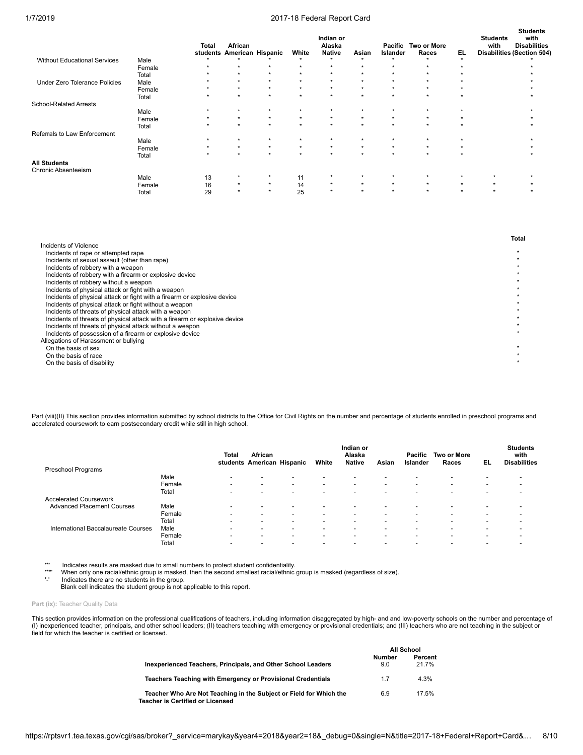| | | Total students | African American | Hispanic | White | Indian or Alaska Native | Asian | Pacific Islander | Two or More Races | EL | Students with Disabilities | Students with Disabilities (Section 504) |
|---|---|---|---|---|---|---|---|---|---|---|---|---|
| Without Educational Services | Male | * | * | * | * | * | * | * | * | * | | * |
| | Female | * | * | * | * | * | * | * | * | * | | * |
| | Total | * | * | * | * | * | * | * | * | * | | * |
| Under Zero Tolerance Policies | Male | * | * | * | * | * | * | * | * | * | | * |
| | Female | * | * | * | * | * | * | * | * | * | | * |
| | Total | * | * | * | * | * | * | * | * | * | | * |
| School-Related Arrests | | | | | | | | | | | | |
| | Male | * | * | * | * | * | * | * | * | * | | * |
| | Female | * | * | * | * | * | * | * | * | * | | * |
| | Total | * | * | * | * | * | * | * | * | * | | * |
| Referrals to Law Enforcement | | | | | | | | | | | | |
| | Male | * | * | * | * | * | * | * | * | * | | * |
| | Female | * | * | * | * | * | * | * | * | * | | * |
| | Total | * | * | * | * | * | * | * | * | * | | * |
| **All Students** | | | | | | | | | | | | |
| Chronic Absenteeism | | | | | | | | | | | | |
| | Male | 13 | * | * | 11 | * | * | * | * | * | * | * |
| | Female | 16 | * | * | 14 | * | * | * | * | * | * | * |
| | Total | 29 | * | * | 25 | * | * | * | * | * | * | * |

| | Total |
|---|---|
| Incidents of Violence | |
| Incidents of rape or attempted rape | * |
| Incidents of sexual assault (other than rape) | * |
| Incidents of robbery with a weapon | * |
| Incidents of robbery with a firearm or explosive device | * |
| Incidents of robbery without a weapon | * |
| Incidents of physical attack or fight with a weapon | * |
| Incidents of physical attack or fight with a firearm or explosive device | * |
| Incidents of physical attack or fight without a weapon | * |
| Incidents of threats of physical attack with a weapon | * |
| Incidents of threats of physical attack with a firearm or explosive device | * |
| Incidents of threats of physical attack without a weapon | * |
| Incidents of possession of a firearm or explosive device | * |
| Allegations of Harassment or bullying | |
| On the basis of sex | * |
| On the basis of race | * |
| On the basis of disability | * |

Part (viii)(II) This section provides information submitted by school districts to the Office for Civil Rights on the number and percentage of students enrolled in preschool programs and accelerated coursework to earn postsecondary credit while still in high school.

| | | Total students | African American | Hispanic | White | Indian or Alaska Native | Asian | Pacific Islander | Two or More Races | EL | Students with Disabilities |
|---|---|---|---|---|---|---|---|---|---|---|---|
| Preschool Programs | | | | | | | | | | | |
| | Male | - | - | - | - | - | - | - | - | - | - |
| | Female | - | - | - | - | - | - | - | - | - | - |
| | Total | - | - | - | - | - | - | - | - | - | - |
| Accelerated Coursework | | | | | | | | | | | |
| Advanced Placement Courses | Male | - | - | - | - | - | - | - | - | - | - |
| | Female | - | - | - | - | - | - | - | - | - | - |
| | Total | - | - | - | - | - | - | - | - | - | - |
| International Baccalaureate Courses | Male | - | - | - | - | - | - | - | - | - | - |
| | Female | - | - | - | - | - | - | - | - | - | - |
| | Total | - | - | - | - | - | - | - | - | - | - |

'*' Indicates results are masked due to small numbers to protect student confidentiality.
'**' When only one racial/ethnic group is masked, then the second smallest racial/ethnic group is masked (regardless of size).
'-' Indicates there are no students in the group.
Blank cell indicates the student group is not applicable to this report.

**Part (ix):** Teacher Quality Data

This section provides information on the professional qualifications of teachers, including information disaggregated by high- and and low-poverty schools on the number and percentage of (I) inexperienced teacher, principals, and other school leaders; (II) teachers teaching with emergency or provisional credentials; and (III) teachers who are not teaching in the subject or field for which the teacher is certified or licensed.

| | All School | |
|---|---|---|
| | Number | Percent |
| **Inexperienced Teachers, Principals, and Other School Leaders** | 9.0 | 21.7% |
| **Teachers Teaching with Emergency or Provisional Credentials** | 1.7 | 4.3% |
| **Teacher Who Are Not Teaching in the Subject or Field for Which the Teacher is Certified or Licensed** | 6.9 | 17.5% |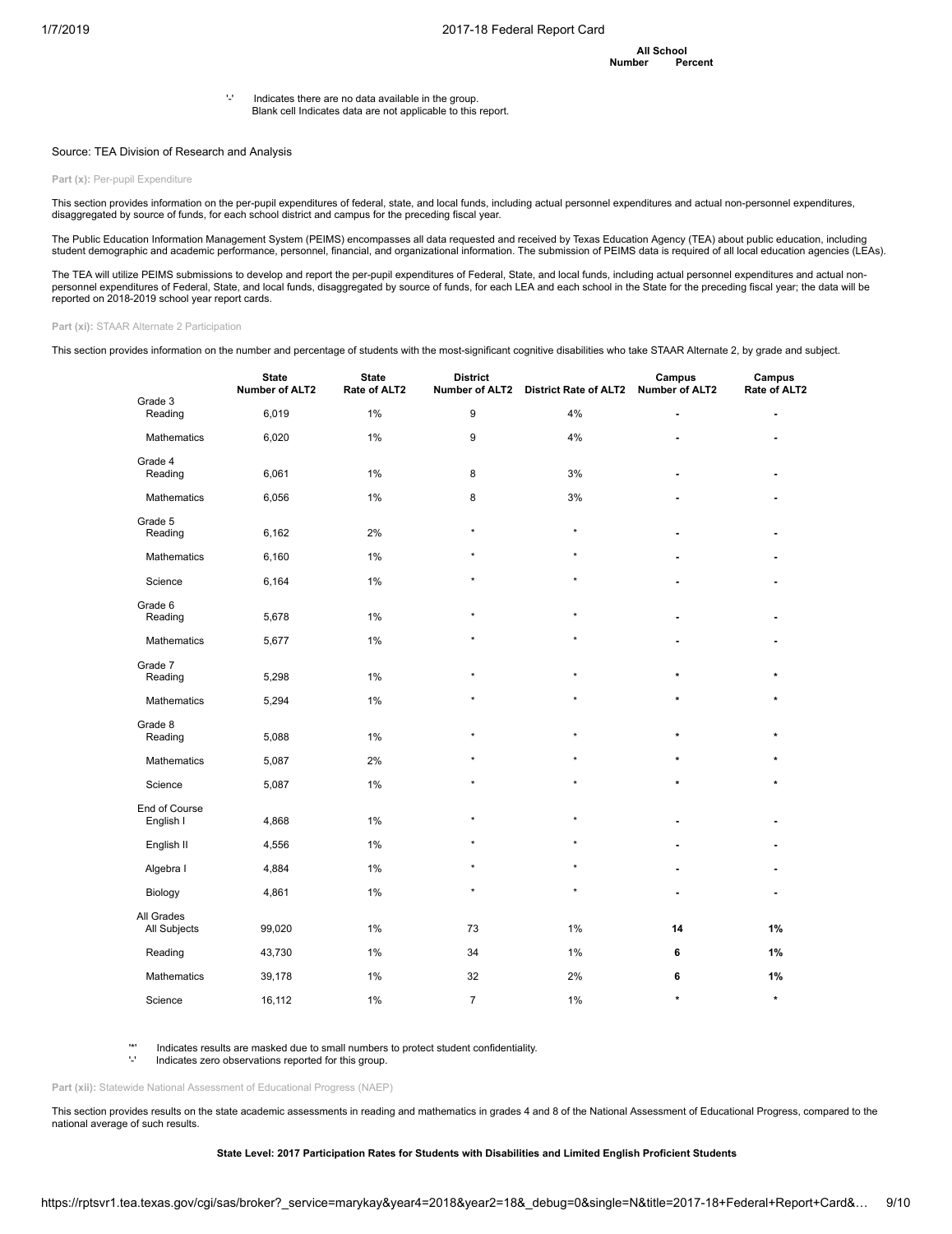| | All School | |
|---|---|---|
| | Number | Percent |

'-' Indicates there are no data available in the group.
Blank cell Indicates data are not applicable to this report.

Source: TEA Division of Research and Analysis

**Part (x):** Per-pupil Expenditure

This section provides information on the per-pupil expenditures of federal, state, and local funds, including actual personnel expenditures and actual non-personnel expenditures, disaggregated by source of funds, for each school district and campus for the preceding fiscal year.

The Public Education Information Management System (PEIMS) encompasses all data requested and received by Texas Education Agency (TEA) about public education, including student demographic and academic performance, personnel, financial, and organizational information. The submission of PEIMS data is required of all local education agencies (LEAs).

The TEA will utilize PEIMS submissions to develop and report the per-pupil expenditures of Federal, State, and local funds, including actual personnel expenditures and actual non-personnel expenditures of Federal, State, and local funds, disaggregated by source of funds, for each LEA and each school in the State for the preceding fiscal year; the data will be reported on 2018-2019 school year report cards.

**Part (xi):** STAAR Alternate 2 Participation

This section provides information on the number and percentage of students with the most-significant cognitive disabilities who take STAAR Alternate 2, by grade and subject.

| | State Number of ALT2 | State Rate of ALT2 | District Number of ALT2 | District Rate of ALT2 | Campus Number of ALT2 | Campus Rate of ALT2 |
|---|---|---|---|---|---|---|
| **Grade 3** | | | | | | |
| Reading | 6,019 | 1% | 9 | 4% | - | - |
| Mathematics | 6,020 | 1% | 9 | 4% | - | - |
| **Grade 4** | | | | | | |
| Reading | 6,061 | 1% | 8 | 3% | - | - |
| Mathematics | 6,056 | 1% | 8 | 3% | - | - |
| **Grade 5** | | | | | | |
| Reading | 6,162 | 2% | * | * | - | - |
| Mathematics | 6,160 | 1% | * | * | - | - |
| Science | 6,164 | 1% | * | * | - | - |
| **Grade 6** | | | | | | |
| Reading | 5,678 | 1% | * | * | - | - |
| Mathematics | 5,677 | 1% | * | * | - | - |
| **Grade 7** | | | | | | |
| Reading | 5,298 | 1% | * | * | * | * |
| Mathematics | 5,294 | 1% | * | * | * | * |
| **Grade 8** | | | | | | |
| Reading | 5,088 | 1% | * | * | * | * |
| Mathematics | 5,087 | 2% | * | * | * | * |
| Science | 5,087 | 1% | * | * | * | * |
| **End of Course** | | | | | | |
| English I | 4,868 | 1% | * | * | - | - |
| English II | 4,556 | 1% | * | * | - | - |
| Algebra I | 4,884 | 1% | * | * | - | - |
| Biology | 4,861 | 1% | * | * | - | - |
| **All Grades** | | | | | | |
| All Subjects | 99,020 | 1% | 73 | 1% | **14** | **1%** |
| Reading | 43,730 | 1% | 34 | 1% | **6** | **1%** |
| Mathematics | 39,178 | 1% | 32 | 2% | **6** | **1%** |
| Science | 16,112 | 1% | 7 | 1% | * | * |

'*' Indicates results are masked due to small numbers to protect student confidentiality.
'-' Indicates zero observations reported for this group.

**Part (xii):** Statewide National Assessment of Educational Progress (NAEP)

This section provides results on the state academic assessments in reading and mathematics in grades 4 and 8 of the National Assessment of Educational Progress, compared to the national average of such results.

**State Level: 2017 Participation Rates for Students with Disabilities and Limited English Proficient Students**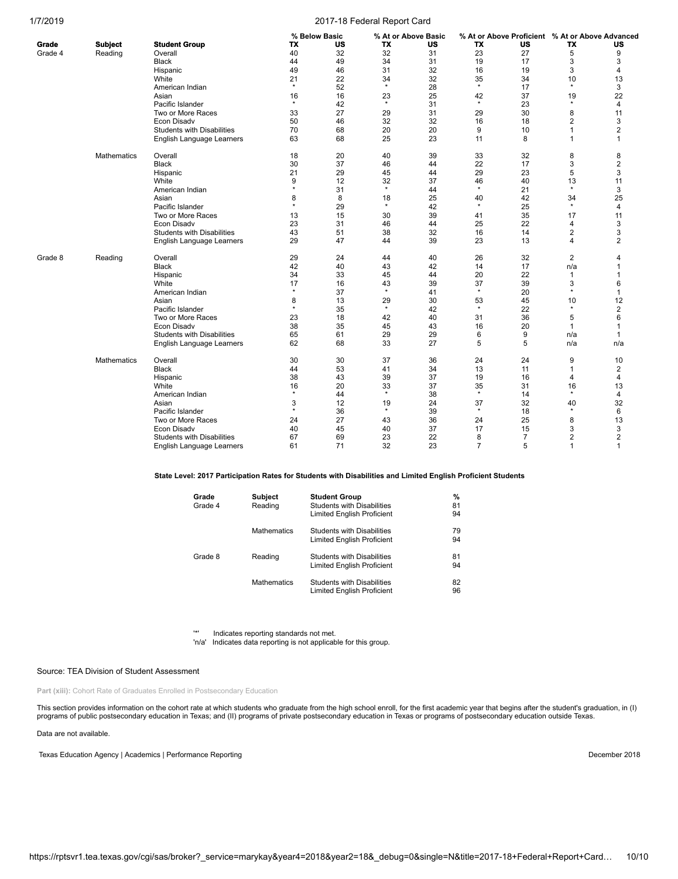| Grade | Subject | Student Group | % Below Basic | | % At or Above Basic | | % At or Above Proficient | | % At or Above Advanced | |
|---|---|---|---|---|---|---|---|---|---|---|
| | | | TX | US | TX | US | TX | US | TX | US |
| Grade 4 | Reading | Overall | 40 | 32 | 32 | 31 | 23 | 27 | 5 | 9 |
| | | Black | 44 | 49 | 34 | 31 | 19 | 17 | 3 | 3 |
| | | Hispanic | 49 | 46 | 31 | 32 | 16 | 19 | 3 | 4 |
| | | White | 21 | 22 | 34 | 32 | 35 | 34 | 10 | 13 |
| | | American Indian | * | 52 | * | 28 | * | 17 | * | 3 |
| | | Asian | 16 | 16 | 23 | 25 | 42 | 37 | 19 | 22 |
| | | Pacific Islander | * | 42 | * | 31 | * | 23 | * | 4 |
| | | Two or More Races | 33 | 27 | 29 | 31 | 29 | 30 | 8 | 11 |
| | | Econ Disadv | 50 | 46 | 32 | 32 | 16 | 18 | 2 | 3 |
| | | Students with Disabilities | 70 | 68 | 20 | 20 | 9 | 10 | 1 | 2 |
| | | English Language Learners | 63 | 68 | 25 | 23 | 11 | 8 | 1 | 1 |
| | Mathematics | Overall | 18 | 20 | 40 | 39 | 33 | 32 | 8 | 8 |
| | | Black | 30 | 37 | 46 | 44 | 22 | 17 | 3 | 2 |
| | | Hispanic | 21 | 29 | 45 | 44 | 29 | 23 | 5 | 3 |
| | | White | 9 | 12 | 32 | 37 | 46 | 40 | 13 | 11 |
| | | American Indian | * | 31 | * | 44 | * | 21 | * | 3 |
| | | Asian | 8 | 8 | 18 | 25 | 40 | 42 | 34 | 25 |
| | | Pacific Islander | * | 29 | * | 42 | * | 25 | * | 4 |
| | | Two or More Races | 13 | 15 | 30 | 39 | 41 | 35 | 17 | 11 |
| | | Econ Disadv | 23 | 31 | 46 | 44 | 25 | 22 | 4 | 3 |
| | | Students with Disabilities | 43 | 51 | 38 | 32 | 16 | 14 | 2 | 3 |
| | | English Language Learners | 29 | 47 | 44 | 39 | 23 | 13 | 4 | 2 |
| Grade 8 | Reading | Overall | 29 | 24 | 44 | 40 | 26 | 32 | 2 | 4 |
| | | Black | 42 | 40 | 43 | 42 | 14 | 17 | n/a | 1 |
| | | Hispanic | 34 | 33 | 45 | 44 | 20 | 22 | 1 | 1 |
| | | White | 17 | 16 | 43 | 39 | 37 | 39 | 3 | 6 |
| | | American Indian | * | 37 | * | 41 | * | 20 | * | 1 |
| | | Asian | 8 | 13 | 29 | 30 | 53 | 45 | 10 | 12 |
| | | Pacific Islander | * | 35 | * | 42 | * | 22 | * | 2 |
| | | Two or More Races | 23 | 18 | 42 | 40 | 31 | 36 | 5 | 6 |
| | | Econ Disadv | 38 | 35 | 45 | 43 | 16 | 20 | 1 | 1 |
| | | Students with Disabilities | 65 | 61 | 29 | 29 | 6 | 9 | n/a | 1 |
| | | English Language Learners | 62 | 68 | 33 | 27 | 5 | 5 | n/a | n/a |
| | Mathematics | Overall | 30 | 30 | 37 | 36 | 24 | 24 | 9 | 10 |
| | | Black | 44 | 53 | 41 | 34 | 13 | 11 | 1 | 2 |
| | | Hispanic | 38 | 43 | 39 | 37 | 19 | 16 | 4 | 4 |
| | | White | 16 | 20 | 33 | 37 | 35 | 31 | 16 | 13 |
| | | American Indian | * | 44 | * | 38 | * | 14 | * | 4 |
| | | Asian | 3 | 12 | 19 | 24 | 37 | 32 | 40 | 32 |
| | | Pacific Islander | * | 36 | * | 39 | * | 18 | * | 6 |
| | | Two or More Races | 24 | 27 | 43 | 36 | 24 | 25 | 8 | 13 |
| | | Econ Disadv | 40 | 45 | 40 | 37 | 17 | 15 | 3 | 3 |
| | | Students with Disabilities | 67 | 69 | 23 | 22 | 8 | 7 | 2 | 2 |
| | | English Language Learners | 61 | 71 | 32 | 23 | 7 | 5 | 1 | 1 |

**State Level: 2017 Participation Rates for Students with Disabilities and Limited English Proficient Students**

| Grade | Subject | Student Group | % |
|---|---|---|---|
| Grade 4 | Reading | Students with Disabilities | 81 |
| | | Limited English Proficient | 94 |
| | Mathematics | Students with Disabilities | 79 |
| | | Limited English Proficient | 94 |
| Grade 8 | Reading | Students with Disabilities | 81 |
| | | Limited English Proficient | 94 |
| | Mathematics | Students with Disabilities | 82 |
| | | Limited English Proficient | 96 |

'*' Indicates reporting standards not met.
'n/a' Indicates data reporting is not applicable for this group.

Source: TEA Division of Student Assessment

**Part (xiii):** Cohort Rate of Graduates Enrolled in Postsecondary Education

This section provides information on the cohort rate at which students who graduate from the high school enroll, for the first academic year that begins after the student's graduation, in (I) programs of public postsecondary education in Texas; and (II) programs of private postsecondary education in Texas or programs of postsecondary education outside Texas.

Data are not available.

Texas Education Agency | Academics | Performance Reporting

December 2018